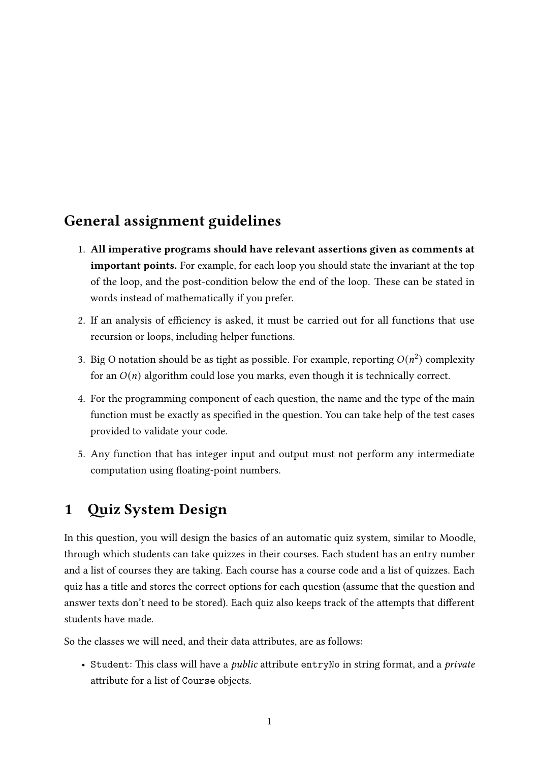## General assignment guidelines

1. **All imperative programs should have relevant assertions given as comments at important points.** For example, for each loop you should state the invariant at the top of the loop, and the post-condition below the end of the loop. These can be stated in words instead of mathematically if you prefer.
2. If an analysis of efficiency is asked, it must be carried out for all functions that use recursion or loops, including helper functions.
3. Big O notation should be as tight as possible. For example, reporting $O(n^2)$ complexity for an $O(n)$ algorithm could lose you marks, even though it is technically correct.
4. For the programming component of each question, the name and the type of the main function must be exactly as specified in the question. You can take help of the test cases provided to validate your code.
5. Any function that has integer input and output must not perform any intermediate computation using floating-point numbers.

## 1 Quiz System Design

In this question, you will design the basics of an automatic quiz system, similar to Moodle, through which students can take quizzes in their courses. Each student has an entry number and a list of courses they are taking. Each course has a course code and a list of quizzes. Each quiz has a title and stores the correct options for each question (assume that the question and answer texts don't need to be stored). Each quiz also keeps track of the attempts that different students have made.

So the classes we will need, and their data attributes, are as follows:

- `Student`: This class will have a *public* attribute `entryNo` in string format, and a *private* attribute for a list of `Course` objects.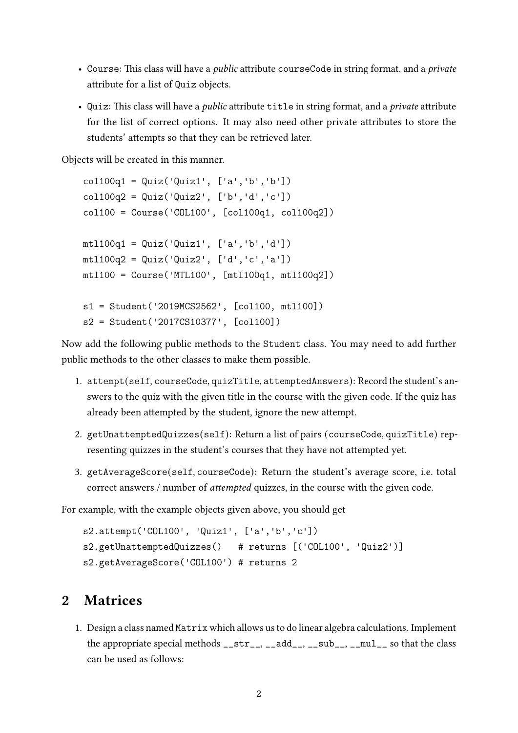- `Course`: This class will have a *public* attribute `courseCode` in string format, and a *private* attribute for a list of `Quiz` objects.
- `Quiz`: This class will have a *public* attribute `title` in string format, and a *private* attribute for the list of correct options. It may also need other private attributes to store the students' attempts so that they can be retrieved later.

Objects will be created in this manner.

```
col100q1 = Quiz('Quiz1', ['a','b','b'])
col100q2 = Quiz('Quiz2', ['b','d','c'])
col100 = Course('COL100', [col100q1, col100q2])

mtl100q1 = Quiz('Quiz1', ['a','b','d'])
mtl100q2 = Quiz('Quiz2', ['d','c','a'])
mtl100 = Course('MTL100', [mtl100q1, mtl100q2])

s1 = Student('2019MCS2562', [col100, mtl100])
s2 = Student('2017CS10377', [col100])
```

Now add the following public methods to the `Student` class. You may need to add further public methods to the other classes to make them possible.

1. `attempt(self, courseCode, quizTitle, attemptedAnswers)`: Record the student's answers to the quiz with the given title in the course with the given code. If the quiz has already been attempted by the student, ignore the new attempt.
2. `getUnattemptedQuizzes(self)`: Return a list of pairs `(courseCode, quizTitle)` representing quizzes in the student's courses that they have not attempted yet.
3. `getAverageScore(self, courseCode)`: Return the student's average score, i.e. total correct answers / number of *attempted* quizzes, in the course with the given code.

For example, with the example objects given above, you should get

```
s2.attempt('COL100', 'Quiz1', ['a','b','c'])
s2.getUnattemptedQuizzes()   # returns [('COL100', 'Quiz2')]
s2.getAverageScore('COL100') # returns 2
```

## 2 Matrices

1. Design a class named `Matrix` which allows us to do linear algebra calculations. Implement the appropriate special methods `__str__`, `__add__`, `__sub__`, `__mul__` so that the class can be used as follows: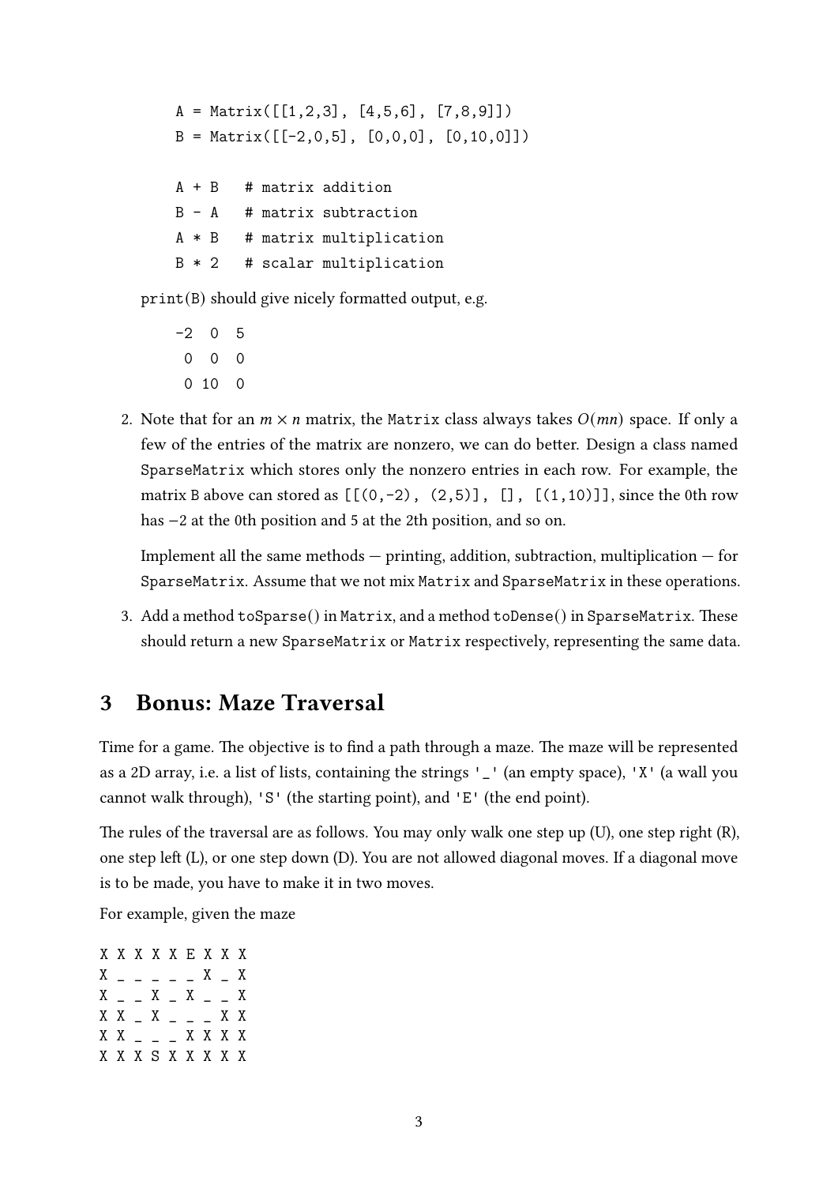```
A = Matrix([[1,2,3], [4,5,6], [7,8,9]])
B = Matrix([[-2,0,5], [0,0,0], [0,10,0]])

A + B   # matrix addition
B - A   # matrix subtraction
A * B   # matrix multiplication
B * 2   # scalar multiplication
```

print(B) should give nicely formatted output, e.g.

```
-2  0  5
 0  0  0
 0 10  0
```

2. Note that for an $m \times n$ matrix, the Matrix class always takes $O(mn)$ space. If only a few of the entries of the matrix are nonzero, we can do better. Design a class named SparseMatrix which stores only the nonzero entries in each row. For example, the matrix B above can stored as [[(0,-2), (2,5)], [], [(1,10)]], since the 0th row has $-2$ at the 0th position and 5 at the 2th position, and so on.

   Implement all the same methods — printing, addition, subtraction, multiplication — for SparseMatrix. Assume that we not mix Matrix and SparseMatrix in these operations.

3. Add a method toSparse() in Matrix, and a method toDense() in SparseMatrix. These should return a new SparseMatrix or Matrix respectively, representing the same data.

# 3 Bonus: Maze Traversal

Time for a game. The objective is to find a path through a maze. The maze will be represented as a 2D array, i.e. a list of lists, containing the strings '_' (an empty space), 'X' (a wall you cannot walk through), 'S' (the starting point), and 'E' (the end point).

The rules of the traversal are as follows. You may only walk one step up (U), one step right (R), one step left (L), or one step down (D). You are not allowed diagonal moves. If a diagonal move is to be made, you have to make it in two moves.

For example, given the maze

```
X X X X X E X X X
X _ _ _ _ _ X _ X
X _ _ X _ X _ _ X
X X _ X _ _ _ X X
X X _ _ _ X X X X
X X X S X X X X X
```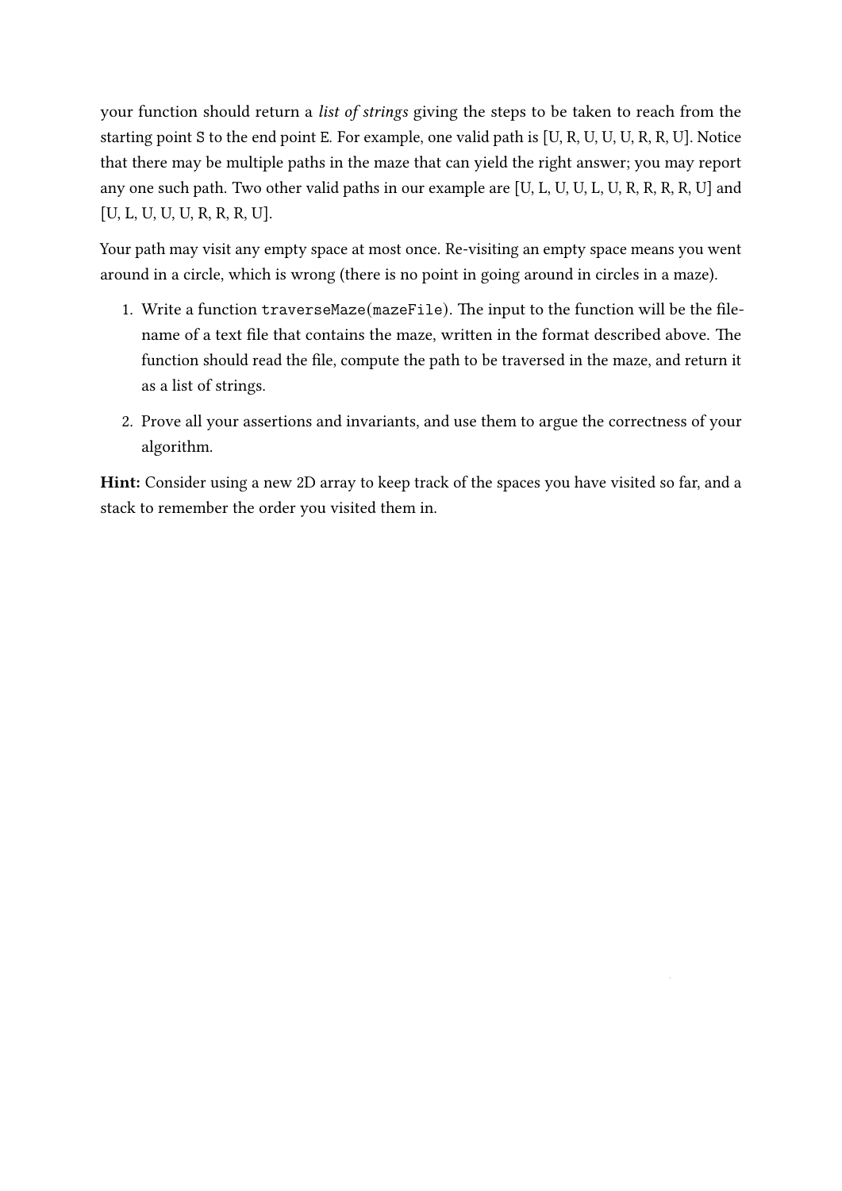your function should return a *list of strings* giving the steps to be taken to reach from the starting point `S` to the end point `E`. For example, one valid path is [U, R, U, U, U, R, R, U]. Notice that there may be multiple paths in the maze that can yield the right answer; you may report any one such path. Two other valid paths in our example are [U, L, U, U, L, U, R, R, R, R, U] and [U, L, U, U, U, R, R, R, U].

Your path may visit any empty space at most once. Re-visiting an empty space means you went around in a circle, which is wrong (there is no point in going around in circles in a maze).

1. Write a function `traverseMaze(mazeFile)`. The input to the function will be the filename of a text file that contains the maze, written in the format described above. The function should read the file, compute the path to be traversed in the maze, and return it as a list of strings.

2. Prove all your assertions and invariants, and use them to argue the correctness of your algorithm.

**Hint:** Consider using a new 2D array to keep track of the spaces you have visited so far, and a stack to remember the order you visited them in.